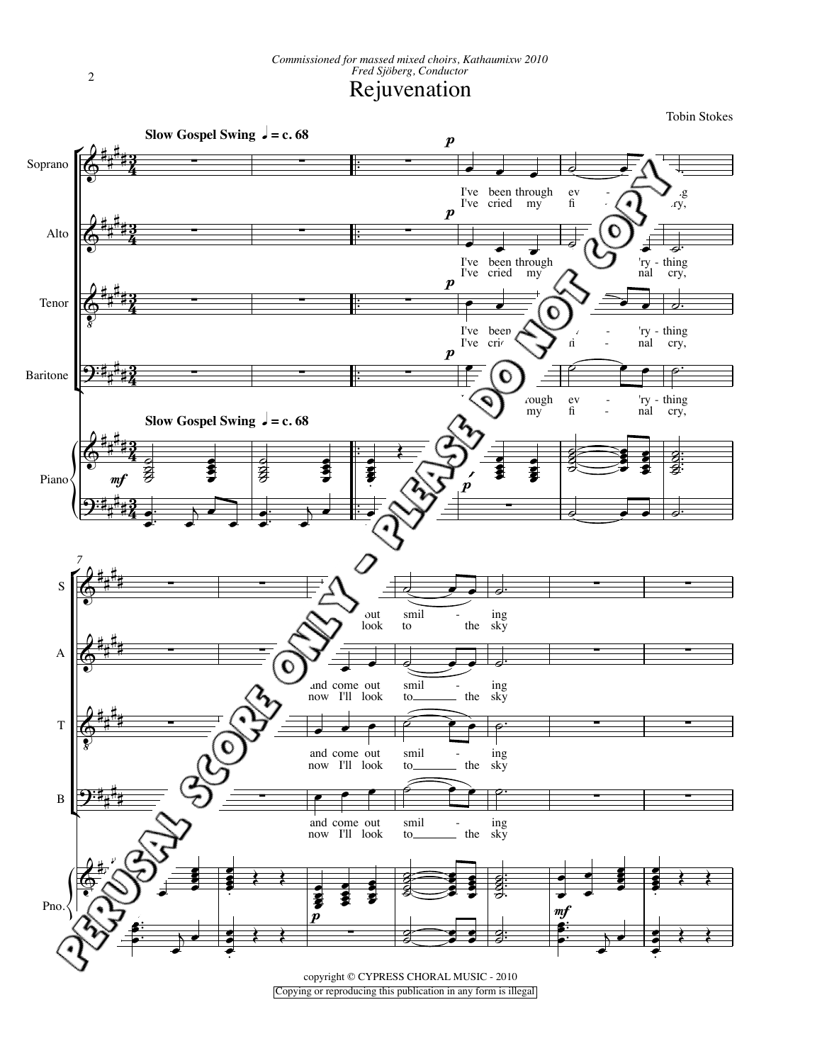*Commissioned for massed mixed choirs, Kathaumixw 2010*
*Fred Sjöberg, Conductor*

# Rejuvenation

Tobin Stokes

**Slow Gospel Swing** ♩ = c. 68

copyright © CYPRESS CHORAL MUSIC - 2010

Copying or reproducing this publication in any form is illegal

PERUSAL SCORE ONLY - PLEASE DO NOT COPY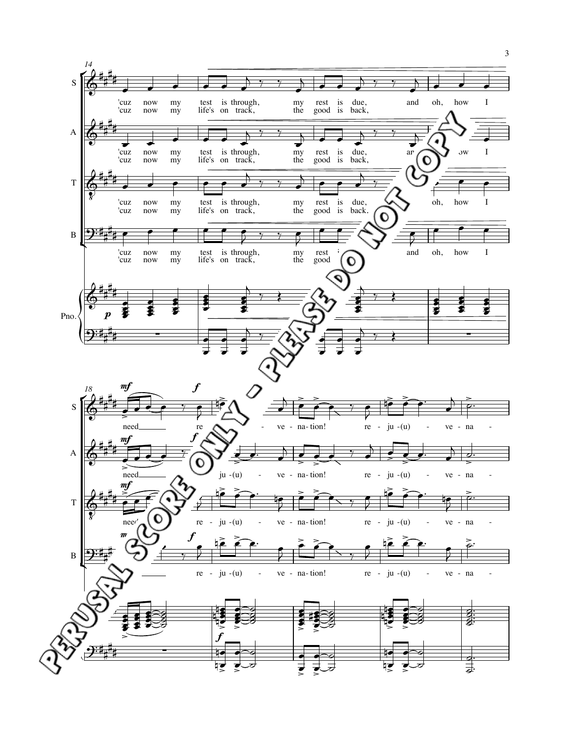S: 'cuz now my test is through, my rest is due, and oh, how I
'cuz now my life's on track, the good is back,

A: 'cuz now my test is through, my rest is due, and oh, how I
'cuz now my life's on track, the good is back,

T: 'cuz now my test is through, my rest is due, and oh, how I
'cuz now my life's on track, the good is back.

B: 'cuz now my test is through, my rest is due, and oh, how I
'cuz now my life's on track, the good is back,

S: need re - ju -(u) - ve - na - tion! re - ju -(u) - ve - na -

A: need re - ju -(u) - ve - na - tion! re - ju -(u) - ve - na -

T: need re - ju -(u) - ve - na - tion! re - ju -(u) - ve - na -

B: need re - ju -(u) - ve - na - tion! re - ju -(u) - ve - na -

PERUSAL SCORE ONLY - PLEASE DO NOT COPY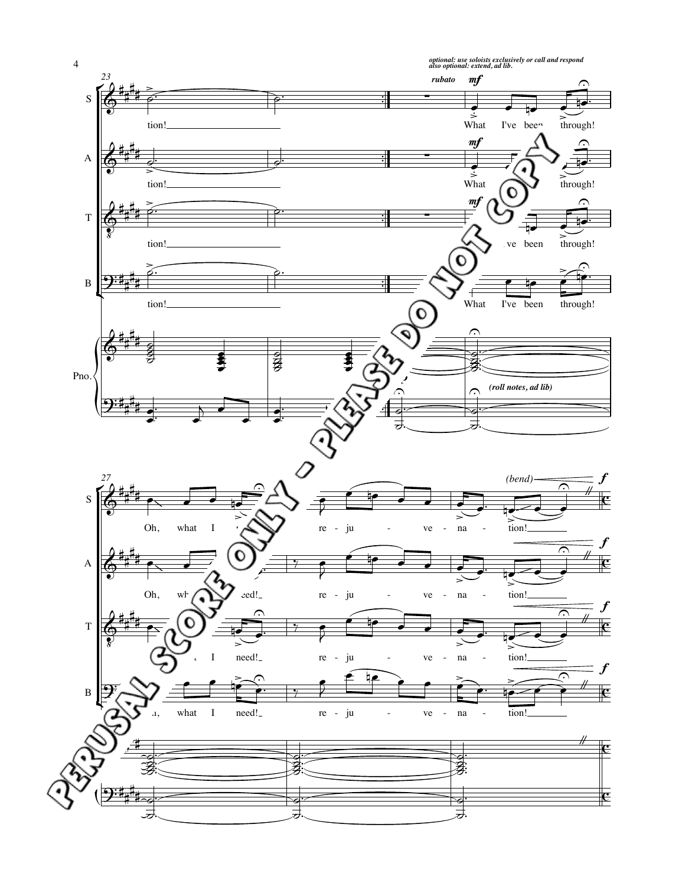*optional: use soloists exclusively or call and respond*
*also optional: extend, ad lib.*

23

*rubato* **mf**

S: tion! What I've been through!

A: tion! What through!

T: tion! ve been through!

B: tion! What I've been through!

Pno. *(roll notes, ad lib)*

27

*(bend)* **f**

S: Oh, what I re - ju - ve - na - tion!

A: Oh, wh eed! re - ju - ve - na - tion!

T: I need! re - ju - ve - na - tion!

B: what I need! re - ju - ve - na - tion!

PERUSAL SCORE ONLY - PLEASE DO NOT COPY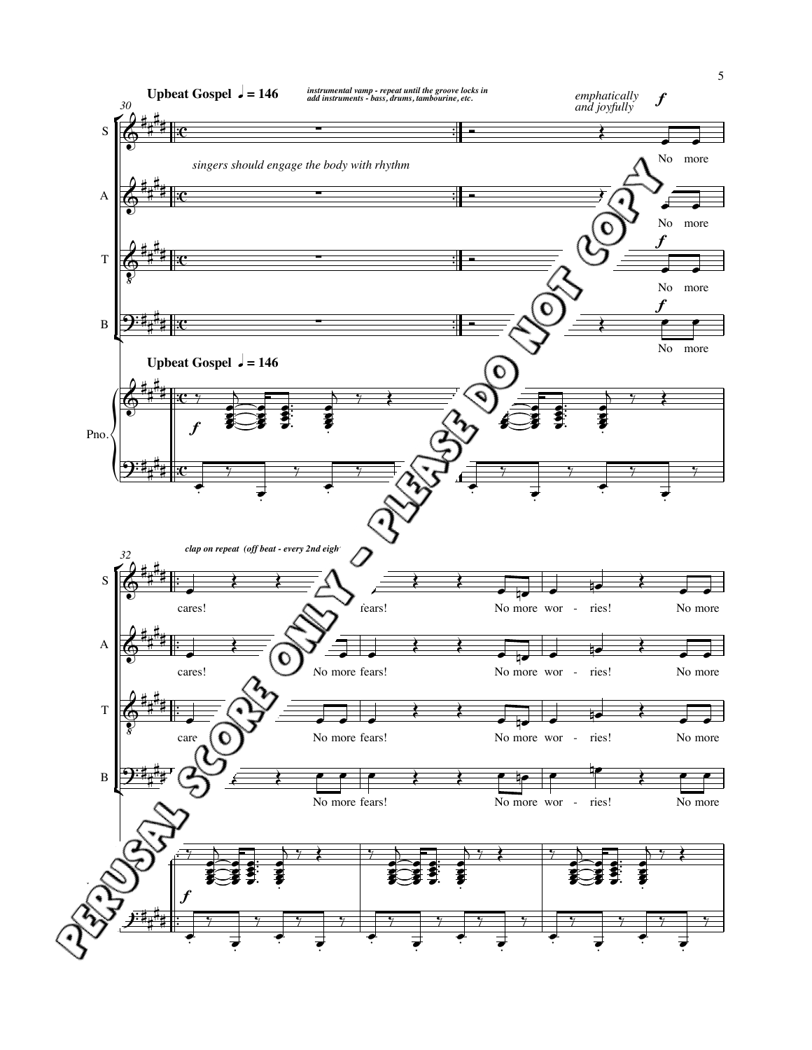**Upbeat Gospel** ♩ = 146

*instrumental vamp - repeat until the groove locks in add instruments - bass, drums, tambourine, etc.*

*singers should engage the body with rhythm*

*emphatically and joyfully* **f**

S: No more

A: No more

T: No more

B: No more

Pno.: **Upbeat Gospel** ♩ = 146

*clap on repeat (off beat - every 2nd eigh*

S: cares! fears! No more wor - ries! No more

A: cares! No more fears! No more wor - ries! No more

T: care No more fears! No more wor - ries! No more

B: No more fears! No more wor - ries! No more

PERUSAL SCORE ONLY - PLEASE DO NOT COPY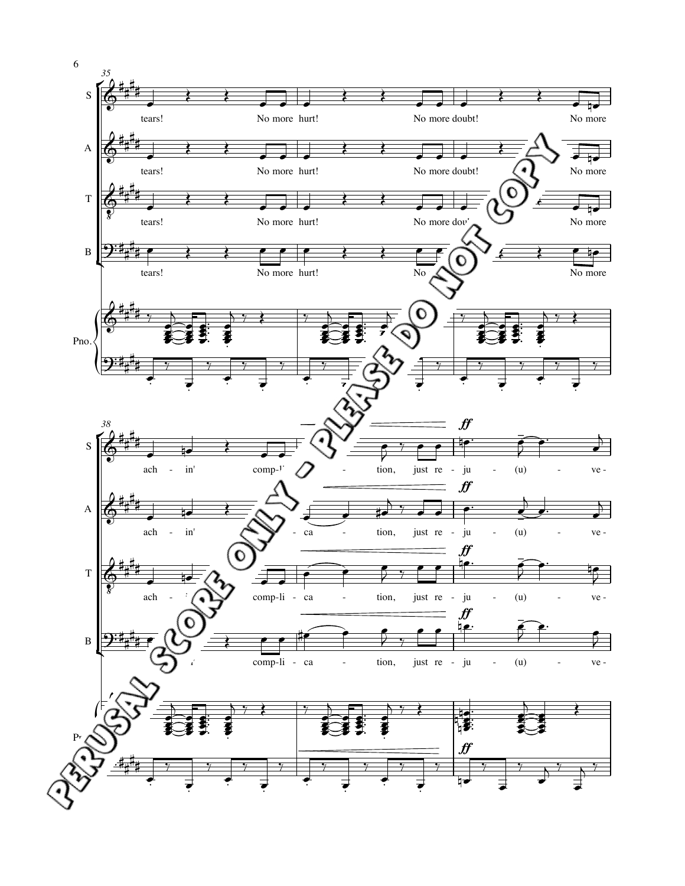PERUSAL SCORE ONLY - PLEASE DO NOT COPY

S: tears! No more hurt! No more doubt! No more

A: tears! No more hurt! No more doubt! No more

T: tears! No more hurt! No more doubt! No more

B: tears! No more hurt! No more doubt! No more

S: achin' compli-ca - tion, just re - ju - (u) - ve -

A: achin' compli-ca - tion, just re - ju - (u) - ve -

T: achin' compli-ca - tion, just re - ju - (u) - ve -

B: achin' compli-ca - tion, just re - ju - (u) - ve -

*ff*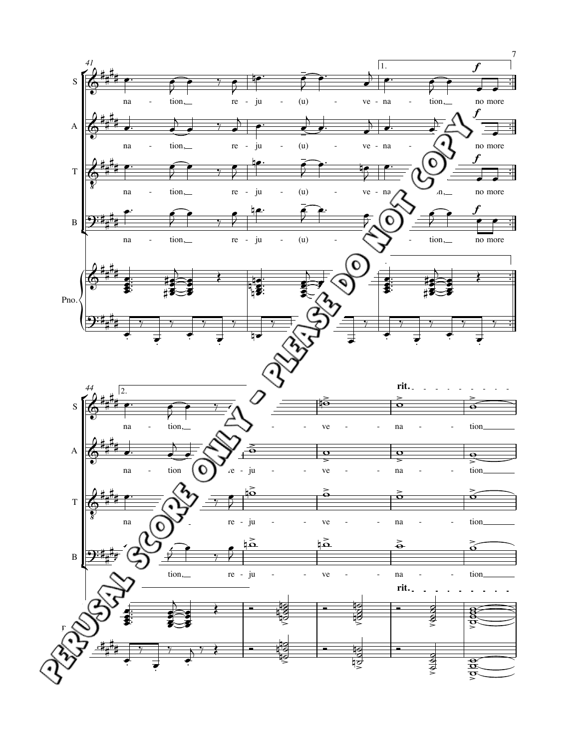PERUSAL SCORE ONLY - PLEASE DO NOT COPY

S: na - tion, re - ju - (u) - ve - na - tion, no more

A: na - tion, re - ju - (u) - ve - na - no more

T: na - tion, re - ju - (u) - ve - na - tion, no more

B: na - tion, re - ju - (u) - ve - na - tion, no more

S: na - tion, re - ju - ve - na - tion

A: na - tion re - ju - ve - na - tion

T: na - tion, re - ju - ve - na - tion

B: na - tion, re - ju - ve - na - tion

*rit.*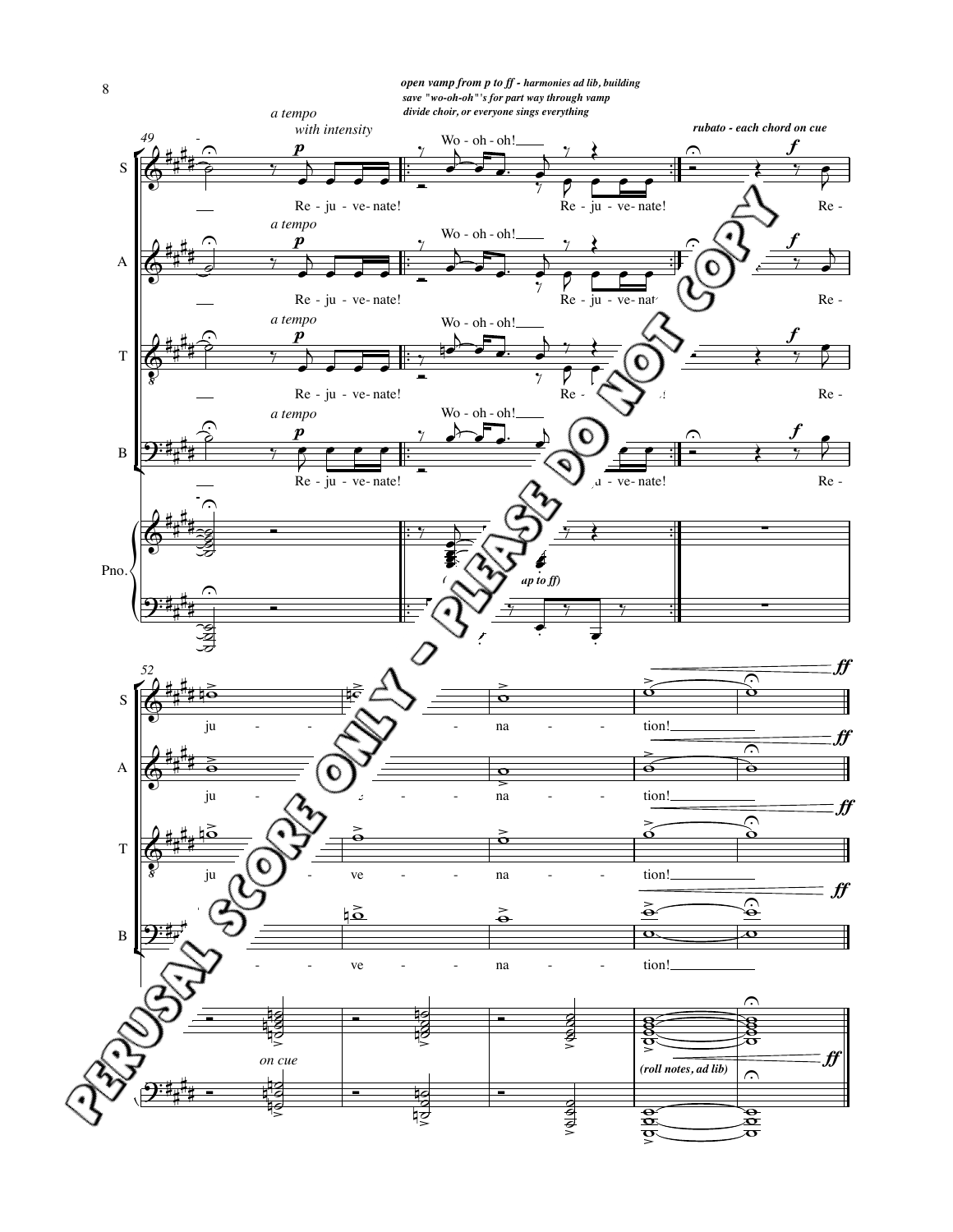*open vamp from p to ff - harmonies ad lib, building*
*save "wo-oh-oh"'s for part way through vamp*
*divide choir, or everyone sings everything*

*a tempo*
*with intensity*

*rubato - each chord on cue*

Re - ju - ve - nate!

Wo - oh - oh!

Re - ju - ve - nate!

Re -

ju - ve - na - tion!

*on cue*

*(roll notes, ad lib)*

PERUSAL SCORE ONLY - PLEASE DO NOT COPY